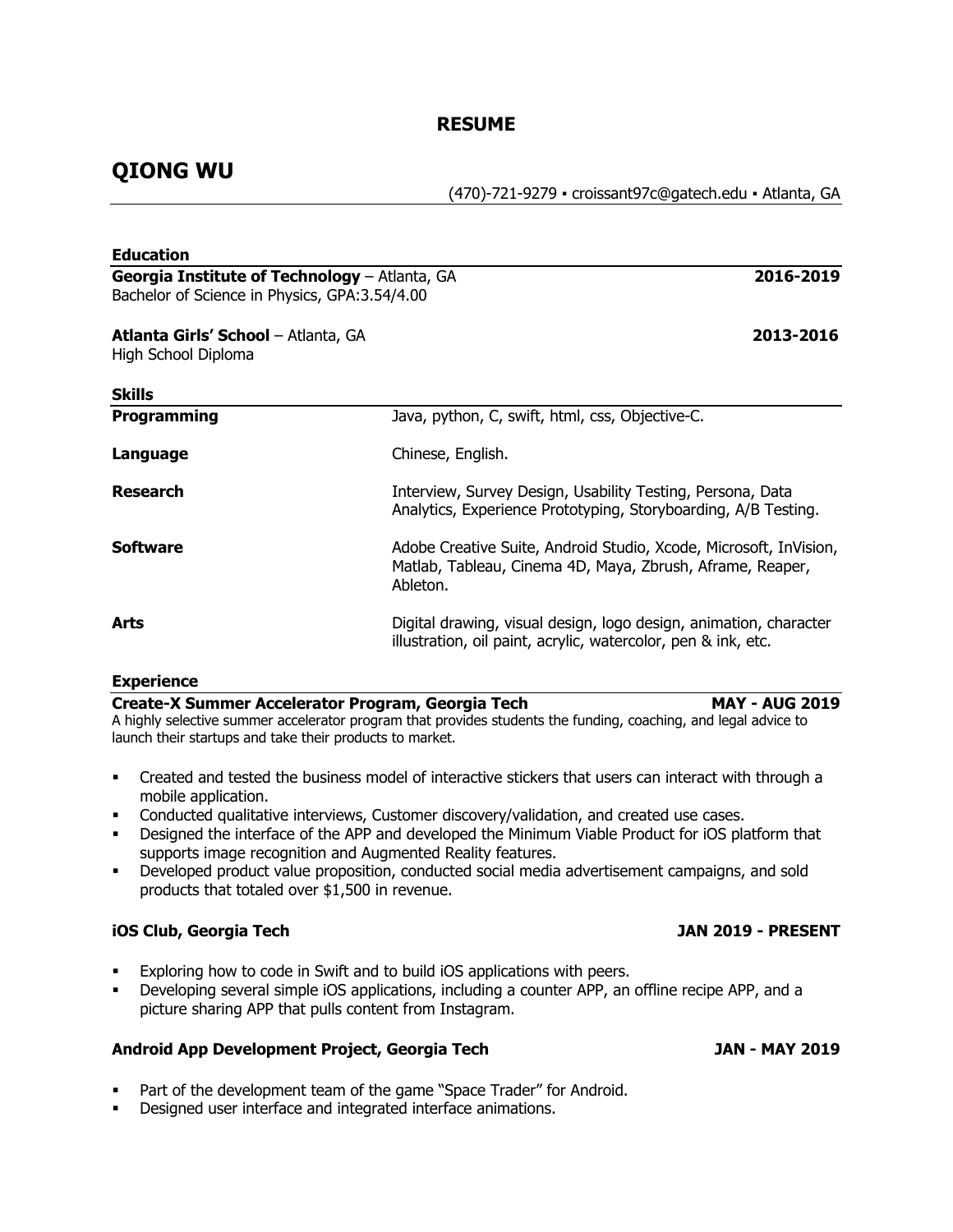# RESUME

## QIONG WU

(470)-721-9279 ▪ croissant97c@gatech.edu ▪ Atlanta, GA

### Education

**Georgia Institute of Technology** – Atlanta, GA **2016-2019**
Bachelor of Science in Physics, GPA:3.54/4.00

**Atlanta Girls' School** – Atlanta, GA **2013-2016**
High School Diploma

### Skills

| | |
|---|---|
| **Programming** | Java, python, C, swift, html, css, Objective-C. |
| **Language** | Chinese, English. |
| **Research** | Interview, Survey Design, Usability Testing, Persona, Data Analytics, Experience Prototyping, Storyboarding, A/B Testing. |
| **Software** | Adobe Creative Suite, Android Studio, Xcode, Microsoft, InVision, Matlab, Tableau, Cinema 4D, Maya, Zbrush, Aframe, Reaper, Ableton. |
| **Arts** | Digital drawing, visual design, logo design, animation, character illustration, oil paint, acrylic, watercolor, pen & ink, etc. |

### Experience

**Create-X Summer Accelerator Program, Georgia Tech** **MAY - AUG 2019**
A highly selective summer accelerator program that provides students the funding, coaching, and legal advice to launch their startups and take their products to market.

- Created and tested the business model of interactive stickers that users can interact with through a mobile application.
- Conducted qualitative interviews, Customer discovery/validation, and created use cases.
- Designed the interface of the APP and developed the Minimum Viable Product for iOS platform that supports image recognition and Augmented Reality features.
- Developed product value proposition, conducted social media advertisement campaigns, and sold products that totaled over $1,500 in revenue.

**iOS Club, Georgia Tech** **JAN 2019 - PRESENT**

- Exploring how to code in Swift and to build iOS applications with peers.
- Developing several simple iOS applications, including a counter APP, an offline recipe APP, and a picture sharing APP that pulls content from Instagram.

**Android App Development Project, Georgia Tech** **JAN - MAY 2019**

- Part of the development team of the game "Space Trader" for Android.
- Designed user interface and integrated interface animations.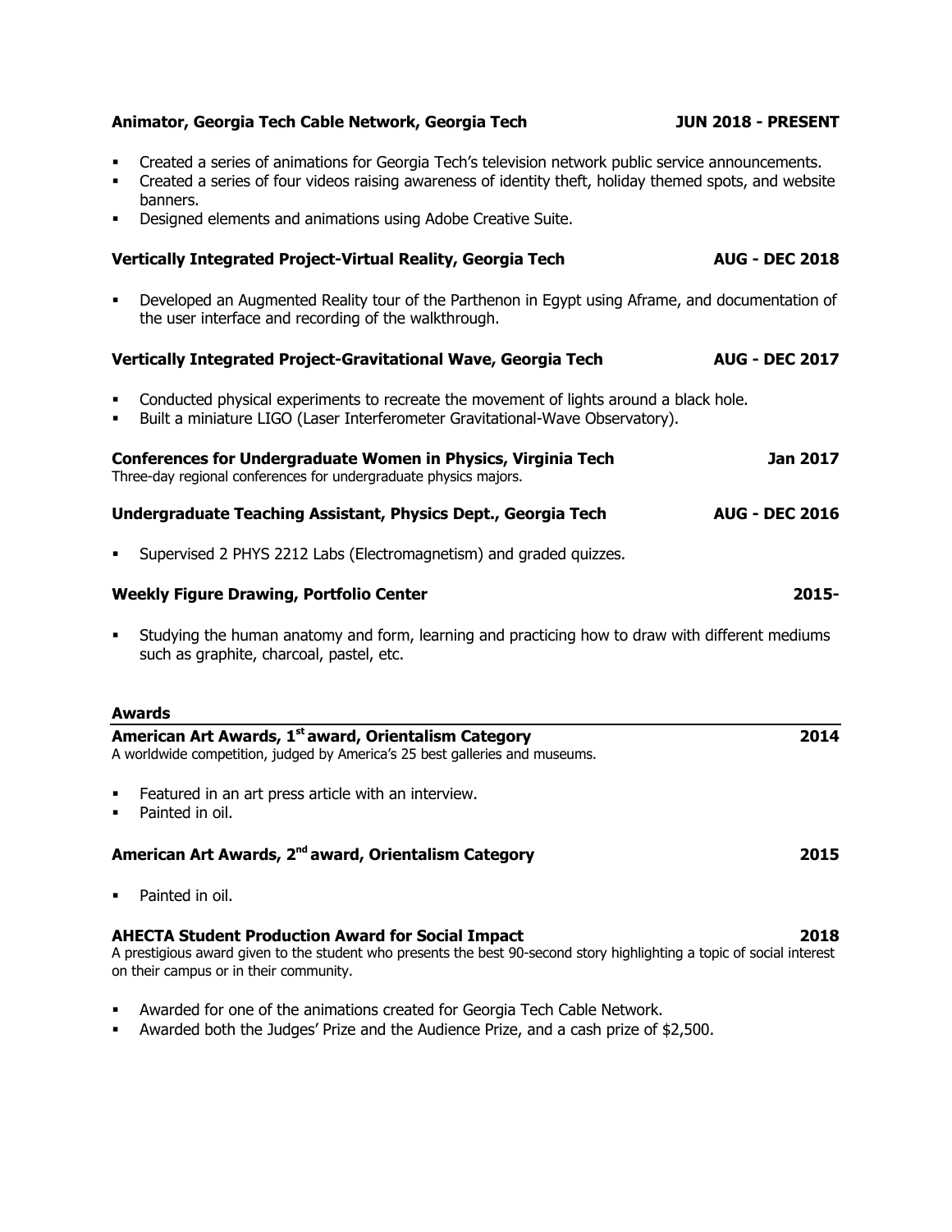**Animator, Georgia Tech Cable Network, Georgia Tech** **JUN 2018 - PRESENT**

- Created a series of animations for Georgia Tech's television network public service announcements.
- Created a series of four videos raising awareness of identity theft, holiday themed spots, and website banners.
- Designed elements and animations using Adobe Creative Suite.

**Vertically Integrated Project-Virtual Reality, Georgia Tech** **AUG - DEC 2018**

- Developed an Augmented Reality tour of the Parthenon in Egypt using Aframe, and documentation of the user interface and recording of the walkthrough.

**Vertically Integrated Project-Gravitational Wave, Georgia Tech** **AUG - DEC 2017**

- Conducted physical experiments to recreate the movement of lights around a black hole.
- Built a miniature LIGO (Laser Interferometer Gravitational-Wave Observatory).

**Conferences for Undergraduate Women in Physics, Virginia Tech** **Jan 2017**
Three-day regional conferences for undergraduate physics majors.

**Undergraduate Teaching Assistant, Physics Dept., Georgia Tech** **AUG - DEC 2016**

- Supervised 2 PHYS 2212 Labs (Electromagnetism) and graded quizzes.

**Weekly Figure Drawing, Portfolio Center** **2015-**

- Studying the human anatomy and form, learning and practicing how to draw with different mediums such as graphite, charcoal, pastel, etc.

## Awards

**American Art Awards, 1st award, Orientalism Category** **2014**
A worldwide competition, judged by America's 25 best galleries and museums.

- Featured in an art press article with an interview.
- Painted in oil.

**American Art Awards, 2nd award, Orientalism Category** **2015**

- Painted in oil.

**AHECTA Student Production Award for Social Impact** **2018**
A prestigious award given to the student who presents the best 90-second story highlighting a topic of social interest on their campus or in their community.

- Awarded for one of the animations created for Georgia Tech Cable Network.
- Awarded both the Judges' Prize and the Audience Prize, and a cash prize of $2,500.